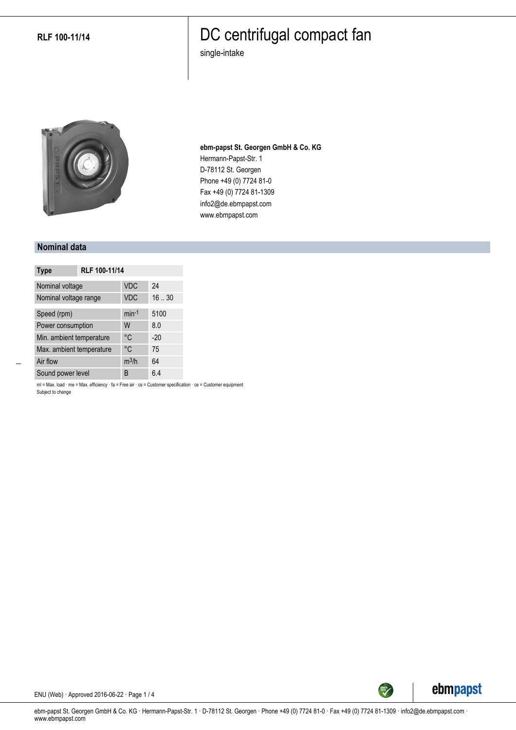**RLF 100-11/14**

# DC centrifugal compact fan

single-intake

**ebm-papst St. Georgen GmbH & Co. KG**
Hermann-Papst-Str. 1
D-78112 St. Georgen
Phone +49 (0) 7724 81-0
Fax +49 (0) 7724 81-1309
info2@de.ebmpapst.com
www.ebmpapst.com

## Nominal data

| Type | RLF 100-11/14 | |
|---|---|---|
| Nominal voltage | VDC | 24 |
| Nominal voltage range | VDC | 16 .. 30 |
| Speed (rpm) | $min^{-1}$ | 5100 |
| Power consumption | W | 8.0 |
| Min. ambient temperature | °C | -20 |
| Max. ambient temperature | °C | 75 |
| Air flow | $m^3/h$ | 64 |
| Sound power level | B | 6.4 |

ml = Max. load · me = Max. efficiency · fa = Free air · cs = Customer specification · ce = Customer equipment
Subject to change

ENU (Web) · Approved 2016-06-22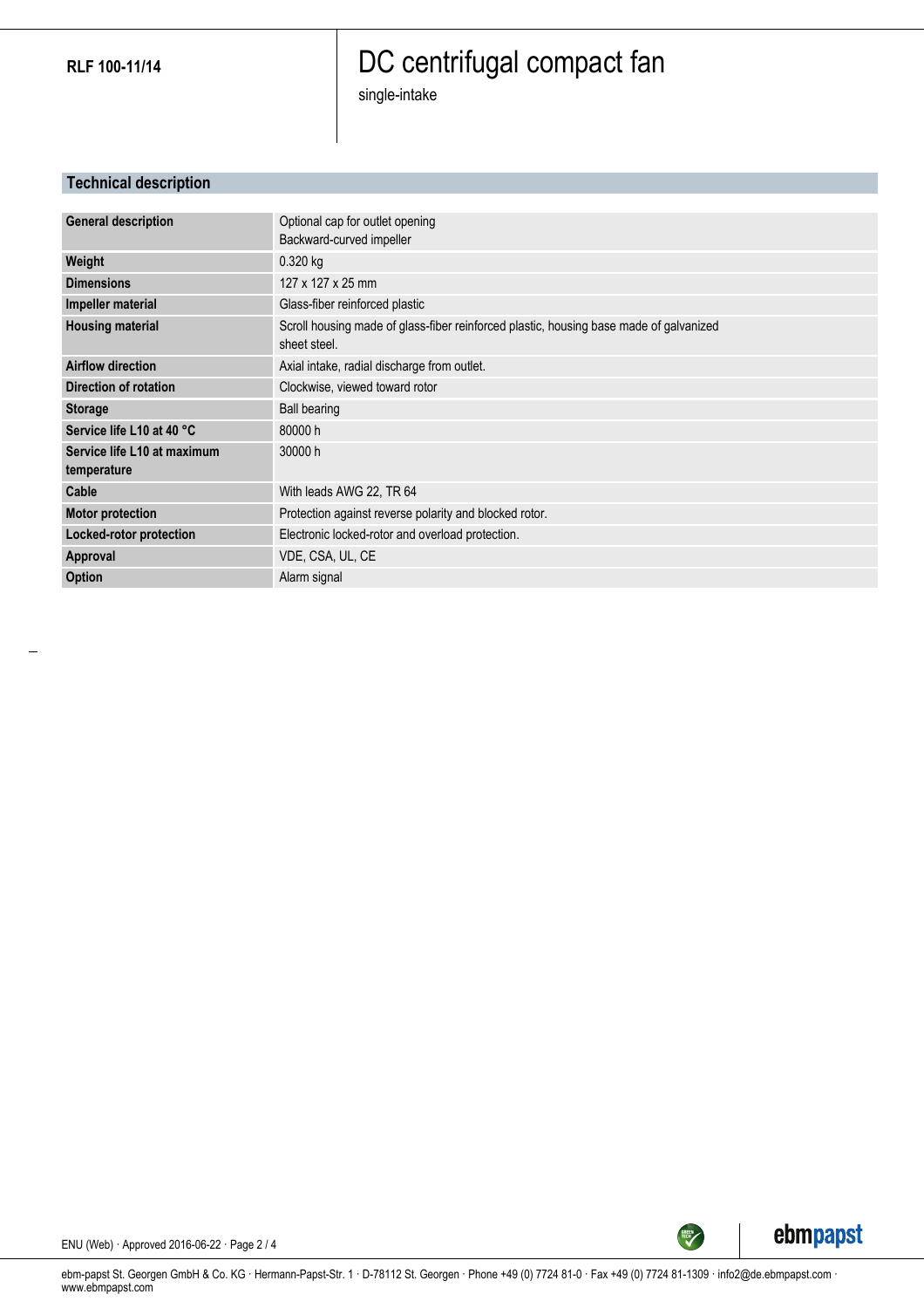**RLF 100-11/14**

# DC centrifugal compact fan

single-intake

## Technical description

| | |
|---|---|
| **General description** | Optional cap for outlet opening<br>Backward-curved impeller |
| **Weight** | 0.320 kg |
| **Dimensions** | 127 x 127 x 25 mm |
| **Impeller material** | Glass-fiber reinforced plastic |
| **Housing material** | Scroll housing made of glass-fiber reinforced plastic, housing base made of galvanized sheet steel. |
| **Airflow direction** | Axial intake, radial discharge from outlet. |
| **Direction of rotation** | Clockwise, viewed toward rotor |
| **Storage** | Ball bearing |
| **Service life L10 at 40 °C** | 80000 h |
| **Service life L10 at maximum temperature** | 30000 h |
| **Cable** | With leads AWG 22, TR 64 |
| **Motor protection** | Protection against reverse polarity and blocked rotor. |
| **Locked-rotor protection** | Electronic locked-rotor and overload protection. |
| **Approval** | VDE, CSA, UL, CE |
| **Option** | Alarm signal |

ENU (Web) · Approved 2016-06-22

ebm-papst St. Georgen GmbH & Co. KG · Hermann-Papst-Str. 1 · D-78112 St. Georgen · Phone +49 (0) 7724 81-0 · Fax +49 (0) 7724 81-1309 · info2@de.ebmpapst.com · www.ebmpapst.com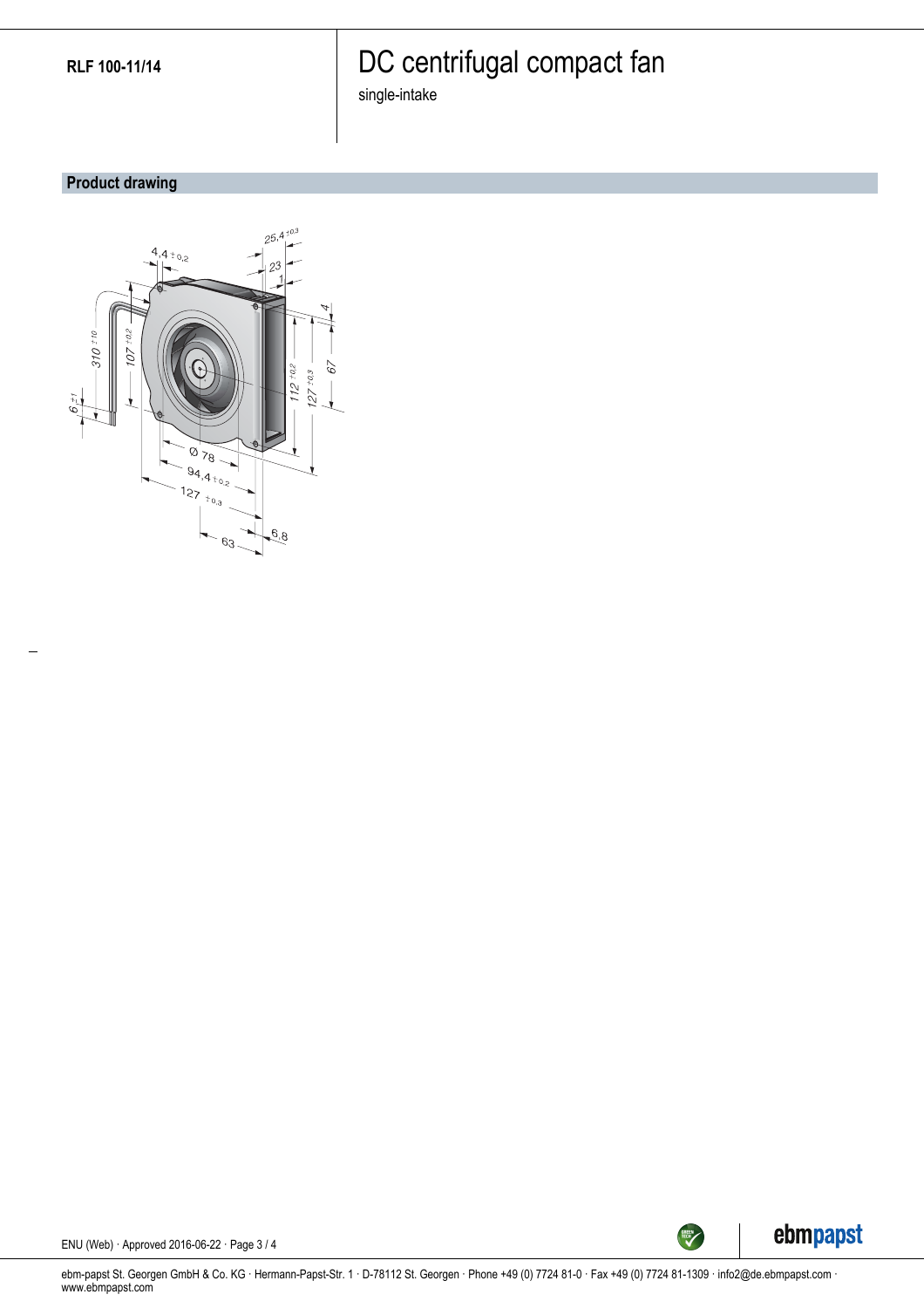RLF 100-11/14

# DC centrifugal compact fan

single-intake

## Product drawing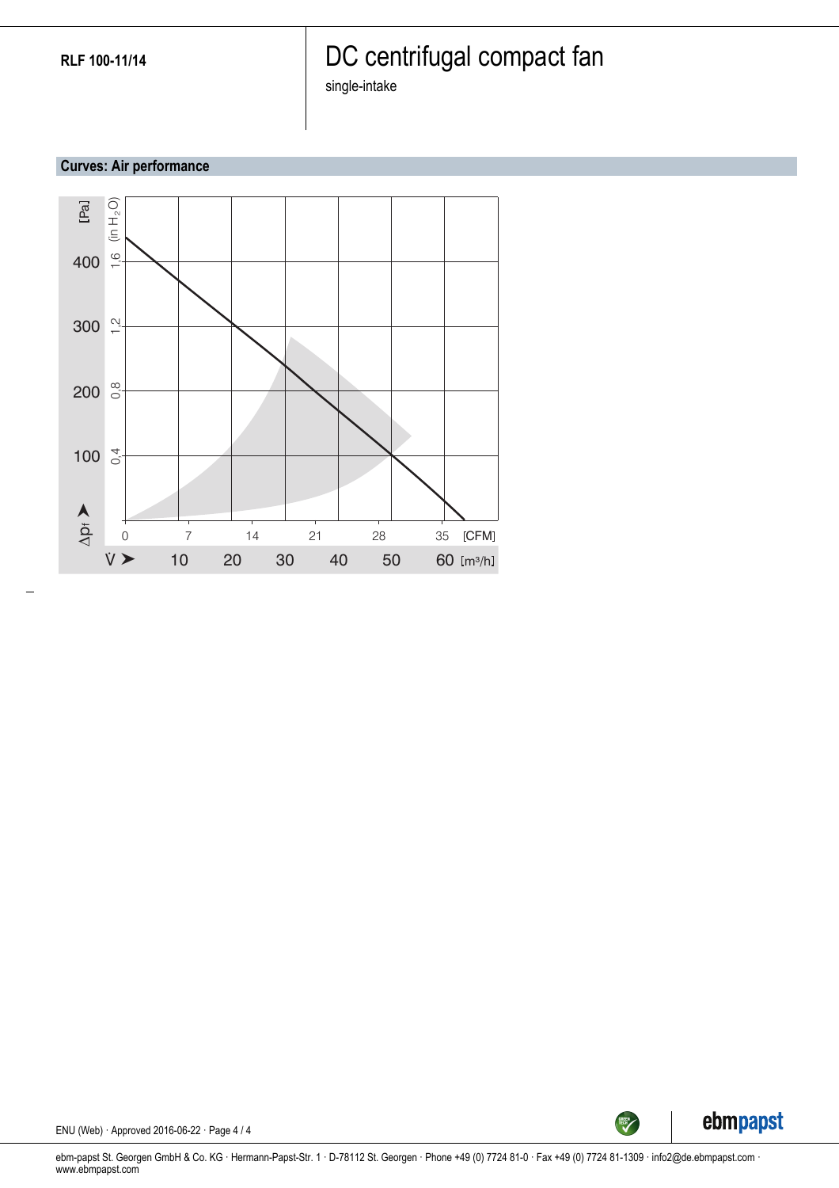RLF 100-11/14

# DC centrifugal compact fan

single-intake

## Curves: Air performance

[Pa] (in $H_2O$)

400 1,6

300 1,2

200 0,8

100 0,4

$\Delta p_f$

0 7 14 21 28 35 [CFM]

$\dot{V}$ 10 20 30 40 50 60 [m³/h]

ENU (Web) · Approved 2016-06-22

ebm-papst St. Georgen GmbH & Co. KG · Hermann-Papst-Str. 1 · D-78112 St. Georgen · Phone +49 (0) 7724 81-0 · Fax +49 (0) 7724 81-1309 · info2@de.ebmpapst.com · www.ebmpapst.com